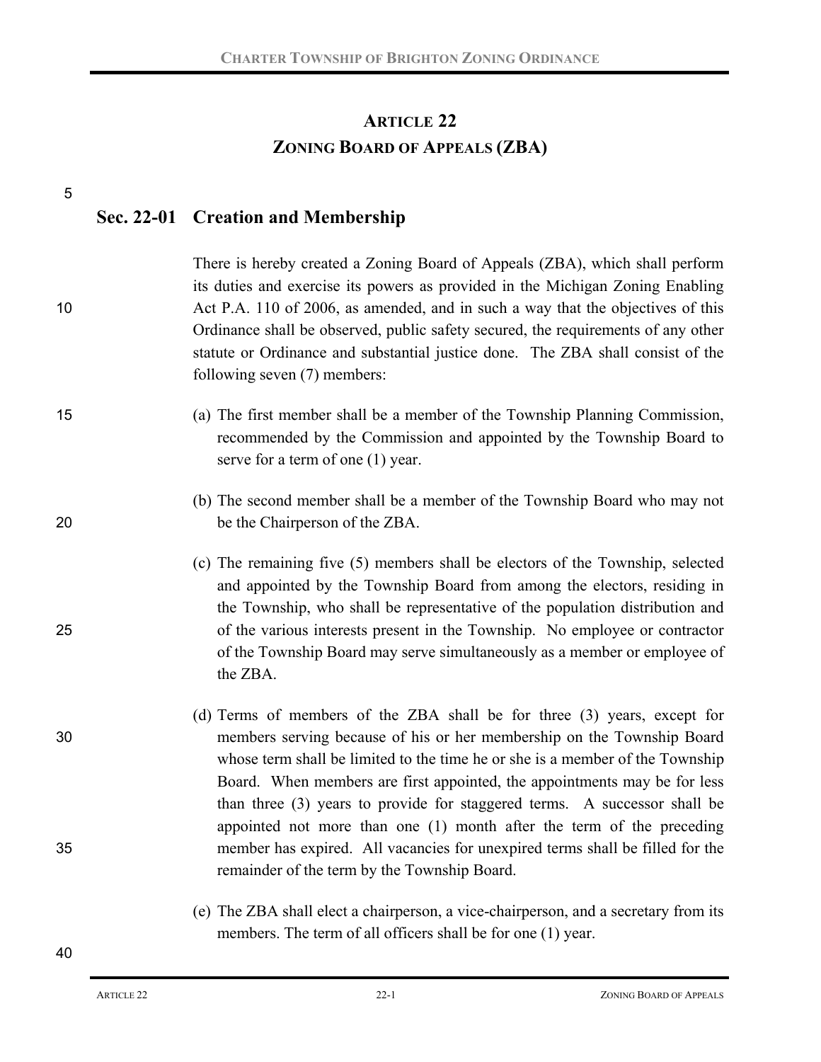# ARTICLE 22
# ZONING BOARD OF APPEALS (ZBA)

## Sec. 22-01 Creation and Membership

There is hereby created a Zoning Board of Appeals (ZBA), which shall perform its duties and exercise its powers as provided in the Michigan Zoning Enabling Act P.A. 110 of 2006, as amended, and in such a way that the objectives of this Ordinance shall be observed, public safety secured, the requirements of any other statute or Ordinance and substantial justice done. The ZBA shall consist of the following seven (7) members:

(a) The first member shall be a member of the Township Planning Commission, recommended by the Commission and appointed by the Township Board to serve for a term of one (1) year.

(b) The second member shall be a member of the Township Board who may not be the Chairperson of the ZBA.

(c) The remaining five (5) members shall be electors of the Township, selected and appointed by the Township Board from among the electors, residing in the Township, who shall be representative of the population distribution and of the various interests present in the Township. No employee or contractor of the Township Board may serve simultaneously as a member or employee of the ZBA.

(d) Terms of members of the ZBA shall be for three (3) years, except for members serving because of his or her membership on the Township Board whose term shall be limited to the time he or she is a member of the Township Board. When members are first appointed, the appointments may be for less than three (3) years to provide for staggered terms. A successor shall be appointed not more than one (1) month after the term of the preceding member has expired. All vacancies for unexpired terms shall be filled for the remainder of the term by the Township Board.

(e) The ZBA shall elect a chairperson, a vice-chairperson, and a secretary from its members. The term of all officers shall be for one (1) year.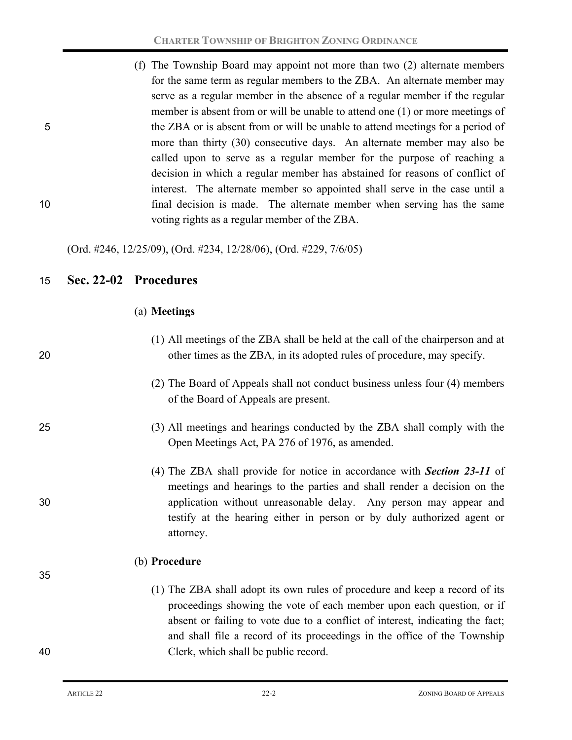(f) The Township Board may appoint not more than two (2) alternate members for the same term as regular members to the ZBA. An alternate member may serve as a regular member in the absence of a regular member if the regular member is absent from or will be unable to attend one (1) or more meetings of the ZBA or is absent from or will be unable to attend meetings for a period of more than thirty (30) consecutive days. An alternate member may also be called upon to serve as a regular member for the purpose of reaching a decision in which a regular member has abstained for reasons of conflict of interest. The alternate member so appointed shall serve in the case until a final decision is made. The alternate member when serving has the same voting rights as a regular member of the ZBA.

(Ord. #246, 12/25/09), (Ord. #234, 12/28/06), (Ord. #229, 7/6/05)

## Sec. 22-02 Procedures

(a) **Meetings**

(1) All meetings of the ZBA shall be held at the call of the chairperson and at other times as the ZBA, in its adopted rules of procedure, may specify.

(2) The Board of Appeals shall not conduct business unless four (4) members of the Board of Appeals are present.

(3) All meetings and hearings conducted by the ZBA shall comply with the Open Meetings Act, PA 276 of 1976, as amended.

(4) The ZBA shall provide for notice in accordance with ***Section 23-11*** of meetings and hearings to the parties and shall render a decision on the application without unreasonable delay. Any person may appear and testify at the hearing either in person or by duly authorized agent or attorney.

(b) **Procedure**

(1) The ZBA shall adopt its own rules of procedure and keep a record of its proceedings showing the vote of each member upon each question, or if absent or failing to vote due to a conflict of interest, indicating the fact; and shall file a record of its proceedings in the office of the Township Clerk, which shall be public record.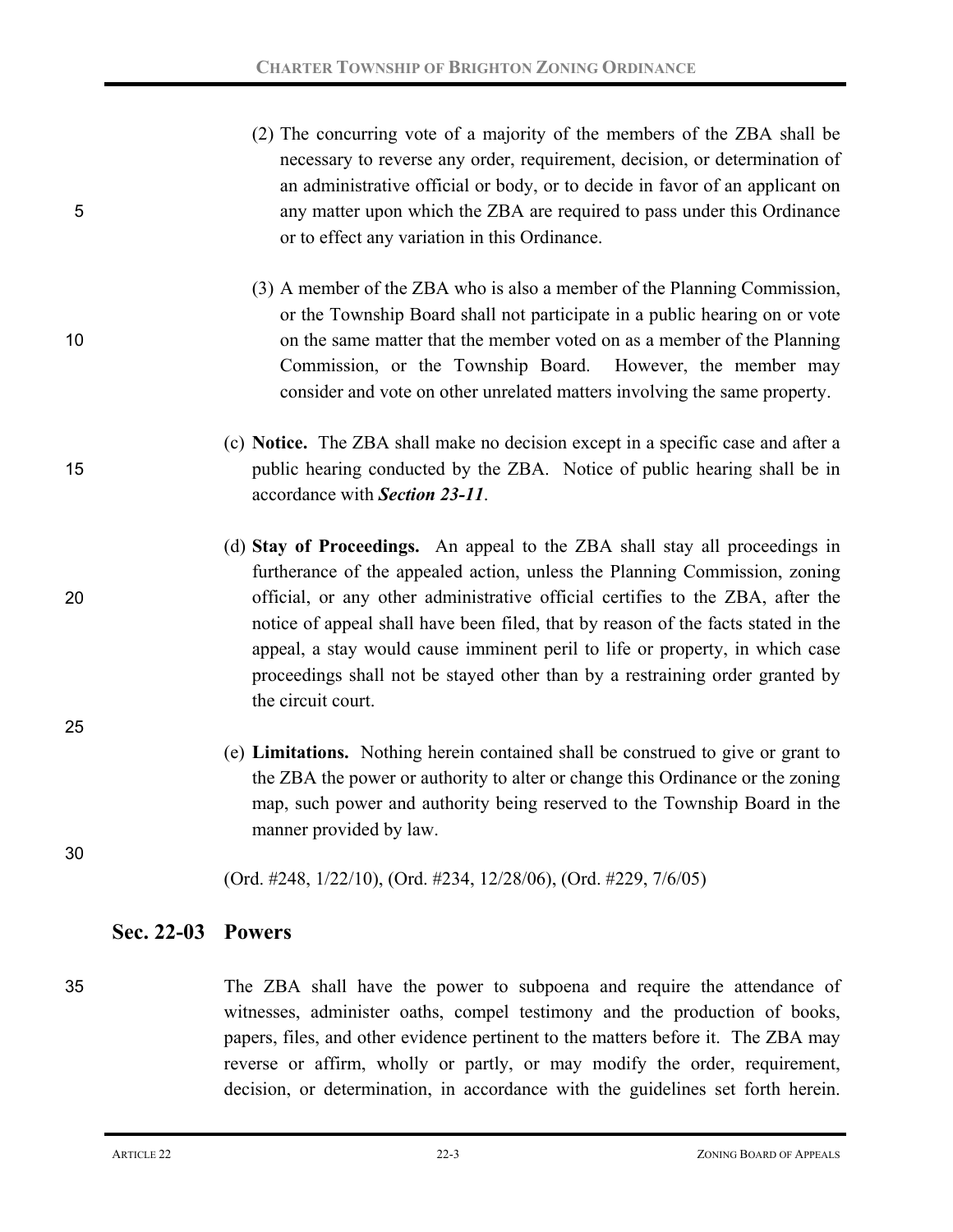(2) The concurring vote of a majority of the members of the ZBA shall be necessary to reverse any order, requirement, decision, or determination of an administrative official or body, or to decide in favor of an applicant on any matter upon which the ZBA are required to pass under this Ordinance or to effect any variation in this Ordinance.

(3) A member of the ZBA who is also a member of the Planning Commission, or the Township Board shall not participate in a public hearing on or vote on the same matter that the member voted on as a member of the Planning Commission, or the Township Board. However, the member may consider and vote on other unrelated matters involving the same property.

(c) **Notice.** The ZBA shall make no decision except in a specific case and after a public hearing conducted by the ZBA. Notice of public hearing shall be in accordance with ***Section 23-11***.

(d) **Stay of Proceedings.** An appeal to the ZBA shall stay all proceedings in furtherance of the appealed action, unless the Planning Commission, zoning official, or any other administrative official certifies to the ZBA, after the notice of appeal shall have been filed, that by reason of the facts stated in the appeal, a stay would cause imminent peril to life or property, in which case proceedings shall not be stayed other than by a restraining order granted by the circuit court.

(e) **Limitations.** Nothing herein contained shall be construed to give or grant to the ZBA the power or authority to alter or change this Ordinance or the zoning map, such power and authority being reserved to the Township Board in the manner provided by law.

(Ord. #248, 1/22/10), (Ord. #234, 12/28/06), (Ord. #229, 7/6/05)

## Sec. 22-03 Powers

The ZBA shall have the power to subpoena and require the attendance of witnesses, administer oaths, compel testimony and the production of books, papers, files, and other evidence pertinent to the matters before it. The ZBA may reverse or affirm, wholly or partly, or may modify the order, requirement, decision, or determination, in accordance with the guidelines set forth herein.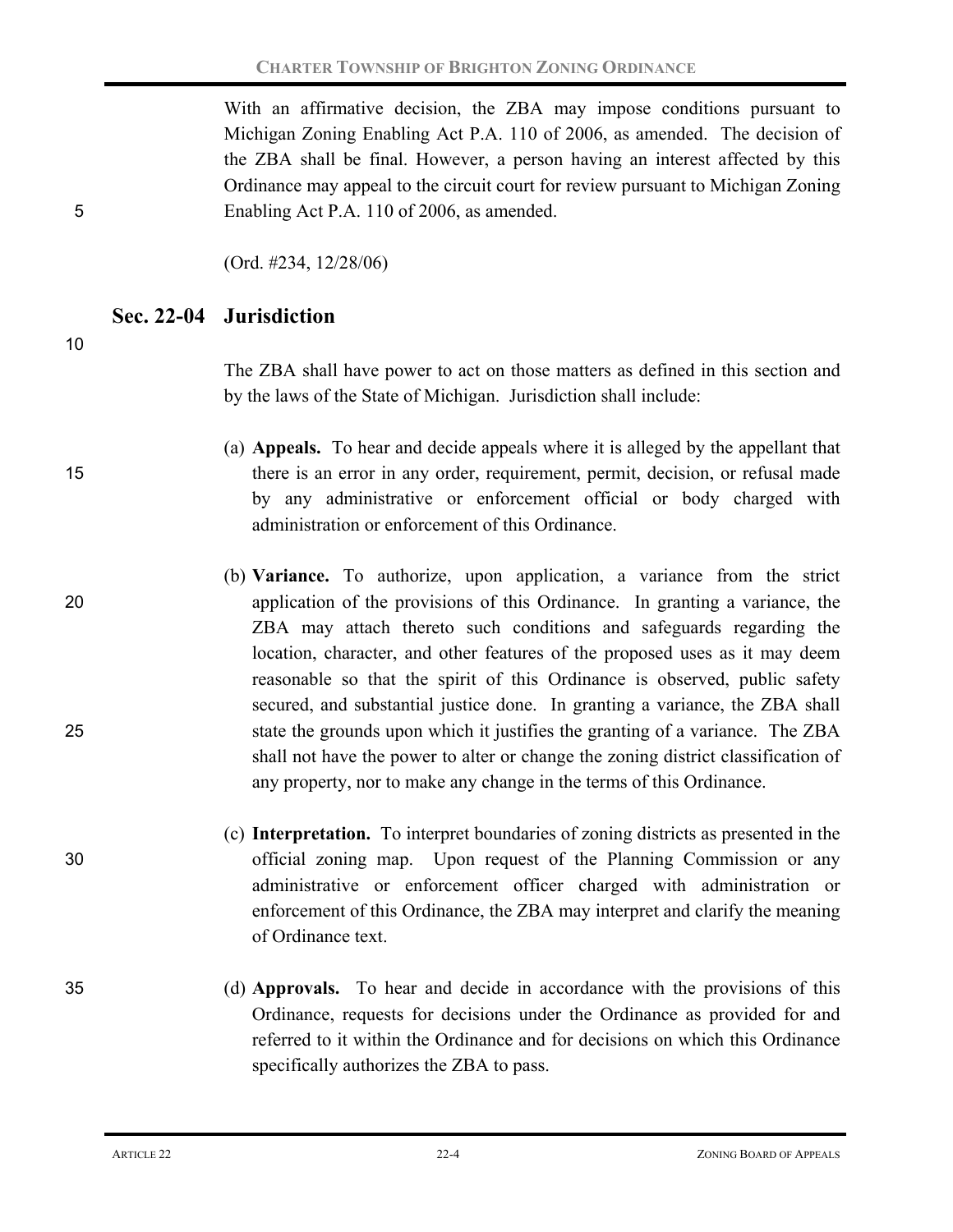With an affirmative decision, the ZBA may impose conditions pursuant to Michigan Zoning Enabling Act P.A. 110 of 2006, as amended. The decision of the ZBA shall be final. However, a person having an interest affected by this Ordinance may appeal to the circuit court for review pursuant to Michigan Zoning Enabling Act P.A. 110 of 2006, as amended.

(Ord. #234, 12/28/06)

## Sec. 22-04 Jurisdiction

The ZBA shall have power to act on those matters as defined in this section and by the laws of the State of Michigan. Jurisdiction shall include:

(a) **Appeals.** To hear and decide appeals where it is alleged by the appellant that there is an error in any order, requirement, permit, decision, or refusal made by any administrative or enforcement official or body charged with administration or enforcement of this Ordinance.

(b) **Variance.** To authorize, upon application, a variance from the strict application of the provisions of this Ordinance. In granting a variance, the ZBA may attach thereto such conditions and safeguards regarding the location, character, and other features of the proposed uses as it may deem reasonable so that the spirit of this Ordinance is observed, public safety secured, and substantial justice done. In granting a variance, the ZBA shall state the grounds upon which it justifies the granting of a variance. The ZBA shall not have the power to alter or change the zoning district classification of any property, nor to make any change in the terms of this Ordinance.

(c) **Interpretation.** To interpret boundaries of zoning districts as presented in the official zoning map. Upon request of the Planning Commission or any administrative or enforcement officer charged with administration or enforcement of this Ordinance, the ZBA may interpret and clarify the meaning of Ordinance text.

(d) **Approvals.** To hear and decide in accordance with the provisions of this Ordinance, requests for decisions under the Ordinance as provided for and referred to it within the Ordinance and for decisions on which this Ordinance specifically authorizes the ZBA to pass.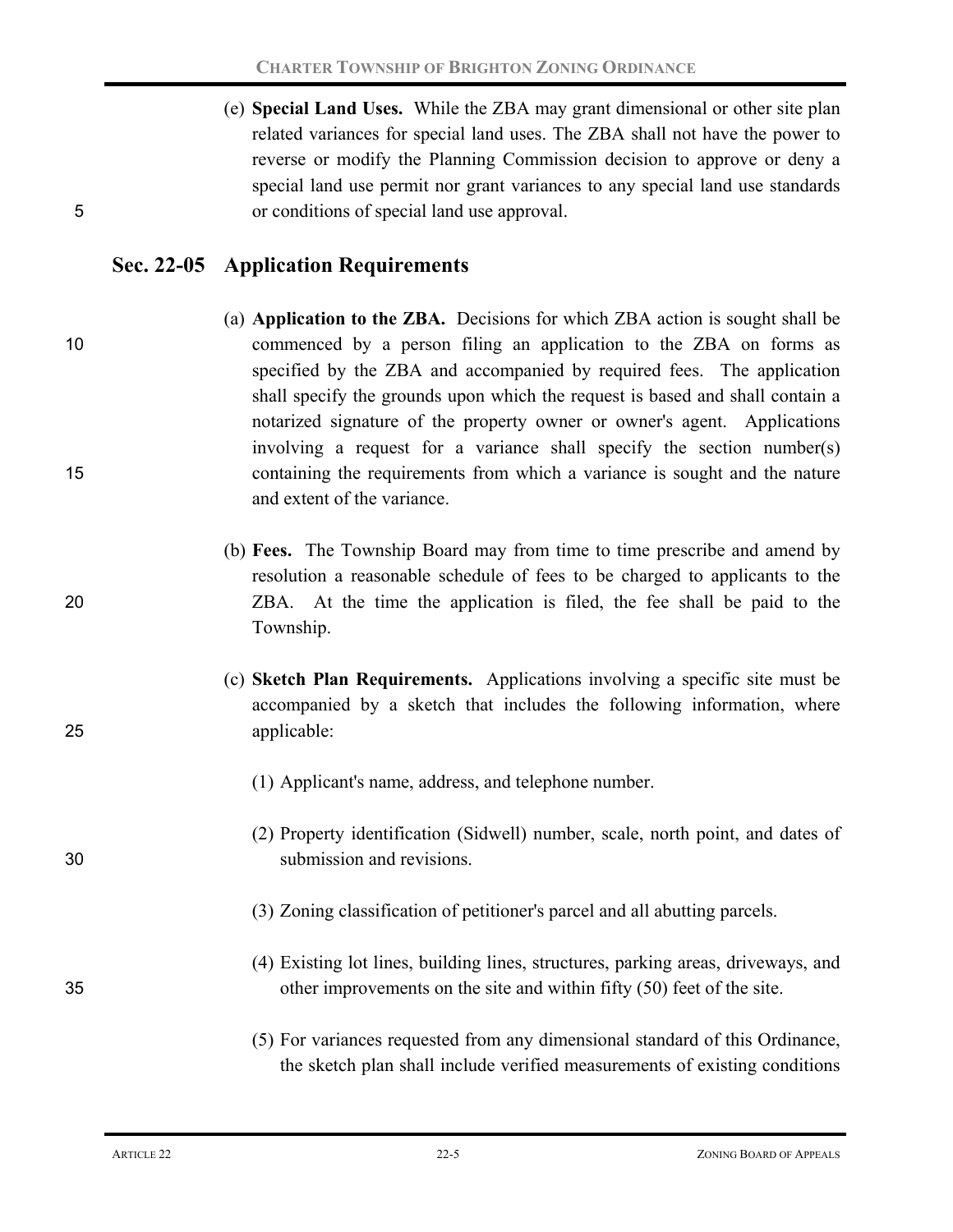(e) **Special Land Uses.** While the ZBA may grant dimensional or other site plan related variances for special land uses. The ZBA shall not have the power to reverse or modify the Planning Commission decision to approve or deny a special land use permit nor grant variances to any special land use standards or conditions of special land use approval.

## Sec. 22-05 Application Requirements

(a) **Application to the ZBA.** Decisions for which ZBA action is sought shall be commenced by a person filing an application to the ZBA on forms as specified by the ZBA and accompanied by required fees. The application shall specify the grounds upon which the request is based and shall contain a notarized signature of the property owner or owner's agent. Applications involving a request for a variance shall specify the section number(s) containing the requirements from which a variance is sought and the nature and extent of the variance.

(b) **Fees.** The Township Board may from time to time prescribe and amend by resolution a reasonable schedule of fees to be charged to applicants to the ZBA. At the time the application is filed, the fee shall be paid to the Township.

(c) **Sketch Plan Requirements.** Applications involving a specific site must be accompanied by a sketch that includes the following information, where applicable:

(1) Applicant's name, address, and telephone number.

(2) Property identification (Sidwell) number, scale, north point, and dates of submission and revisions.

(3) Zoning classification of petitioner's parcel and all abutting parcels.

(4) Existing lot lines, building lines, structures, parking areas, driveways, and other improvements on the site and within fifty (50) feet of the site.

(5) For variances requested from any dimensional standard of this Ordinance, the sketch plan shall include verified measurements of existing conditions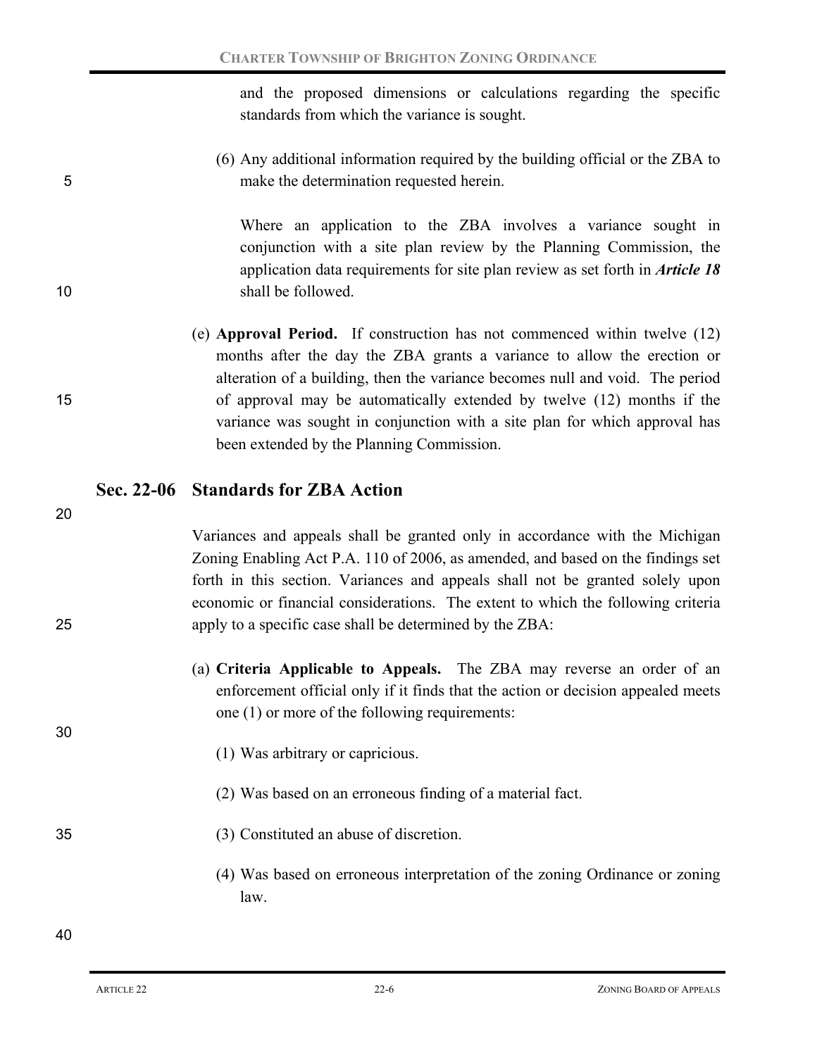and the proposed dimensions or calculations regarding the specific standards from which the variance is sought.

(6) Any additional information required by the building official or the ZBA to make the determination requested herein.

Where an application to the ZBA involves a variance sought in conjunction with a site plan review by the Planning Commission, the application data requirements for site plan review as set forth in ***Article 18*** shall be followed.

(e) **Approval Period.** If construction has not commenced within twelve (12) months after the day the ZBA grants a variance to allow the erection or alteration of a building, then the variance becomes null and void. The period of approval may be automatically extended by twelve (12) months if the variance was sought in conjunction with a site plan for which approval has been extended by the Planning Commission.

## Sec. 22-06 Standards for ZBA Action

Variances and appeals shall be granted only in accordance with the Michigan Zoning Enabling Act P.A. 110 of 2006, as amended, and based on the findings set forth in this section. Variances and appeals shall not be granted solely upon economic or financial considerations. The extent to which the following criteria apply to a specific case shall be determined by the ZBA:

(a) **Criteria Applicable to Appeals.** The ZBA may reverse an order of an enforcement official only if it finds that the action or decision appealed meets one (1) or more of the following requirements:

(1) Was arbitrary or capricious.

(2) Was based on an erroneous finding of a material fact.

(3) Constituted an abuse of discretion.

(4) Was based on erroneous interpretation of the zoning Ordinance or zoning law.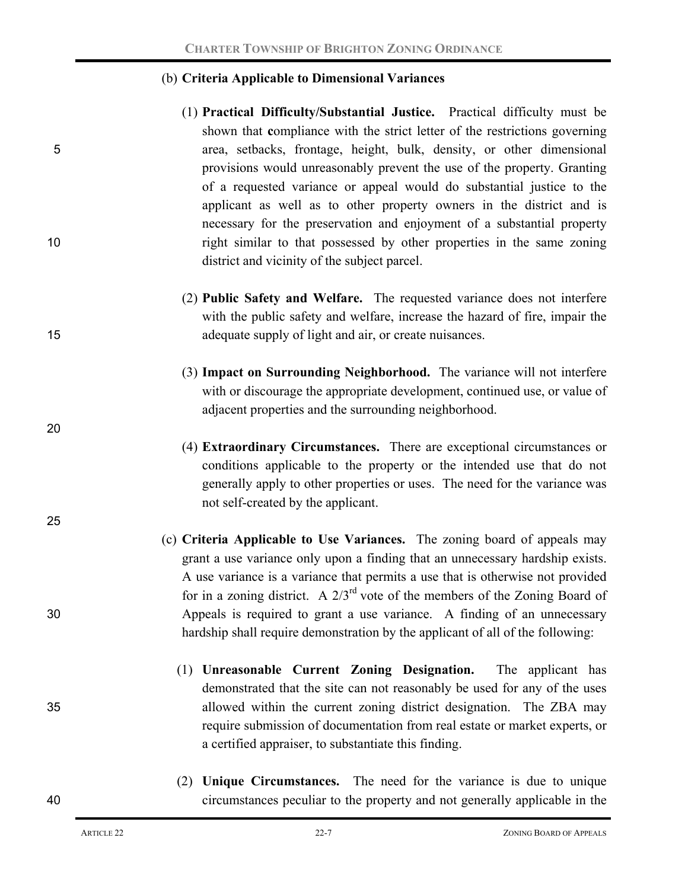(b) **Criteria Applicable to Dimensional Variances**

(1) **Practical Difficulty/Substantial Justice.** Practical difficulty must be shown that **c**ompliance with the strict letter of the restrictions governing area, setbacks, frontage, height, bulk, density, or other dimensional provisions would unreasonably prevent the use of the property. Granting of a requested variance or appeal would do substantial justice to the applicant as well as to other property owners in the district and is necessary for the preservation and enjoyment of a substantial property right similar to that possessed by other properties in the same zoning district and vicinity of the subject parcel.

(2) **Public Safety and Welfare.** The requested variance does not interfere with the public safety and welfare, increase the hazard of fire, impair the adequate supply of light and air, or create nuisances.

(3) **Impact on Surrounding Neighborhood.** The variance will not interfere with or discourage the appropriate development, continued use, or value of adjacent properties and the surrounding neighborhood.

(4) **Extraordinary Circumstances.** There are exceptional circumstances or conditions applicable to the property or the intended use that do not generally apply to other properties or uses. The need for the variance was not self-created by the applicant.

(c) **Criteria Applicable to Use Variances.** The zoning board of appeals may grant a use variance only upon a finding that an unnecessary hardship exists. A use variance is a variance that permits a use that is otherwise not provided for in a zoning district. A 2/3rd vote of the members of the Zoning Board of Appeals is required to grant a use variance. A finding of an unnecessary hardship shall require demonstration by the applicant of all of the following:

(1) **Unreasonable Current Zoning Designation.** The applicant has demonstrated that the site can not reasonably be used for any of the uses allowed within the current zoning district designation. The ZBA may require submission of documentation from real estate or market experts, or a certified appraiser, to substantiate this finding.

(2) **Unique Circumstances.** The need for the variance is due to unique circumstances peculiar to the property and not generally applicable in the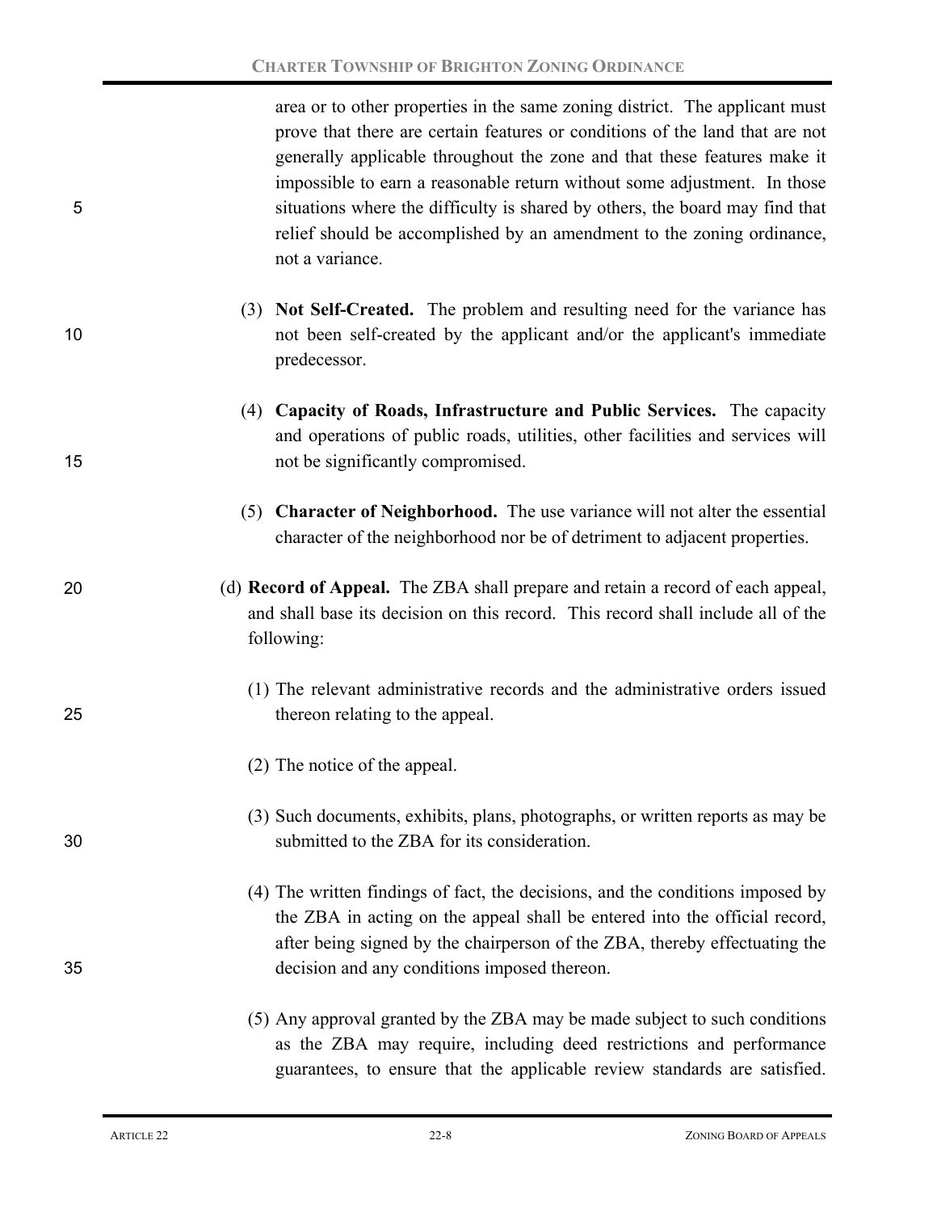area or to other properties in the same zoning district. The applicant must prove that there are certain features or conditions of the land that are not generally applicable throughout the zone and that these features make it impossible to earn a reasonable return without some adjustment. In those situations where the difficulty is shared by others, the board may find that relief should be accomplished by an amendment to the zoning ordinance, not a variance.

(3) **Not Self-Created.** The problem and resulting need for the variance has not been self-created by the applicant and/or the applicant's immediate predecessor.

(4) **Capacity of Roads, Infrastructure and Public Services.** The capacity and operations of public roads, utilities, other facilities and services will not be significantly compromised.

(5) **Character of Neighborhood.** The use variance will not alter the essential character of the neighborhood nor be of detriment to adjacent properties.

(d) **Record of Appeal.** The ZBA shall prepare and retain a record of each appeal, and shall base its decision on this record. This record shall include all of the following:

(1) The relevant administrative records and the administrative orders issued thereon relating to the appeal.

(2) The notice of the appeal.

(3) Such documents, exhibits, plans, photographs, or written reports as may be submitted to the ZBA for its consideration.

(4) The written findings of fact, the decisions, and the conditions imposed by the ZBA in acting on the appeal shall be entered into the official record, after being signed by the chairperson of the ZBA, thereby effectuating the decision and any conditions imposed thereon.

(5) Any approval granted by the ZBA may be made subject to such conditions as the ZBA may require, including deed restrictions and performance guarantees, to ensure that the applicable review standards are satisfied.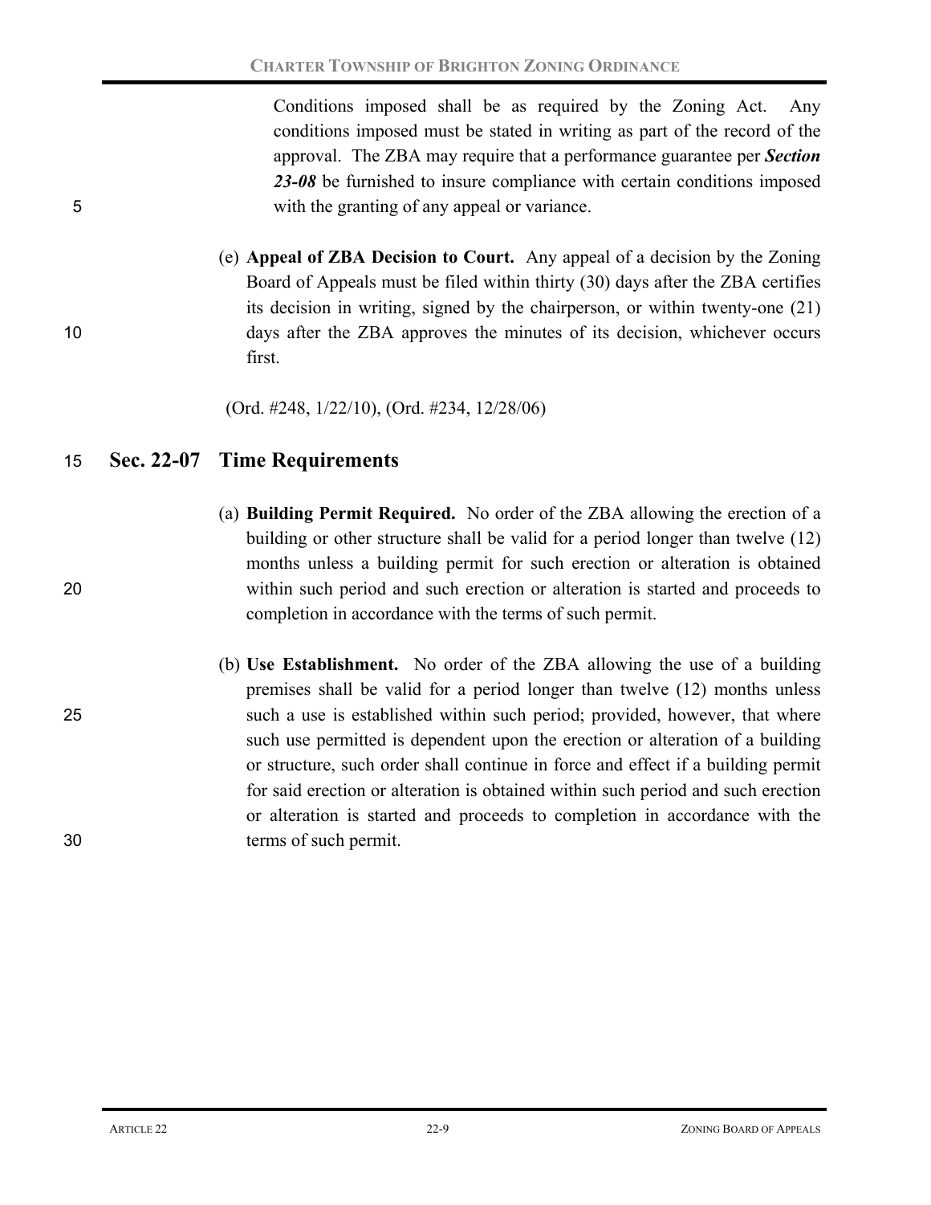Conditions imposed shall be as required by the Zoning Act. Any conditions imposed must be stated in writing as part of the record of the approval. The ZBA may require that a performance guarantee per ***Section 23-08*** be furnished to insure compliance with certain conditions imposed with the granting of any appeal or variance.

(e) **Appeal of ZBA Decision to Court.** Any appeal of a decision by the Zoning Board of Appeals must be filed within thirty (30) days after the ZBA certifies its decision in writing, signed by the chairperson, or within twenty-one (21) days after the ZBA approves the minutes of its decision, whichever occurs first.

(Ord. #248, 1/22/10), (Ord. #234, 12/28/06)

## Sec. 22-07 Time Requirements

(a) **Building Permit Required.** No order of the ZBA allowing the erection of a building or other structure shall be valid for a period longer than twelve (12) months unless a building permit for such erection or alteration is obtained within such period and such erection or alteration is started and proceeds to completion in accordance with the terms of such permit.

(b) **Use Establishment.** No order of the ZBA allowing the use of a building premises shall be valid for a period longer than twelve (12) months unless such a use is established within such period; provided, however, that where such use permitted is dependent upon the erection or alteration of a building or structure, such order shall continue in force and effect if a building permit for said erection or alteration is obtained within such period and such erection or alteration is started and proceeds to completion in accordance with the terms of such permit.